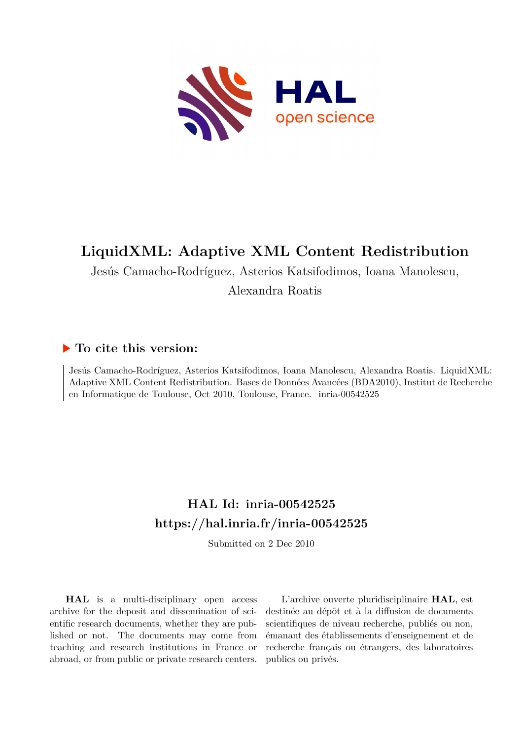# LiquidXML: Adaptive XML Content Redistribution

Jesús Camacho-Rodríguez, Asterios Katsifodimos, Ioana Manolescu, Alexandra Roatis

## ▶ To cite this version:

Jesús Camacho-Rodríguez, Asterios Katsifodimos, Ioana Manolescu, Alexandra Roatis. LiquidXML: Adaptive XML Content Redistribution. Bases de Données Avancées (BDA2010), Institut de Recherche en Informatique de Toulouse, Oct 2010, Toulouse, France. inria-00542525

## HAL Id: inria-00542525
## https://hal.inria.fr/inria-00542525

Submitted on 2 Dec 2010

**HAL** is a multi-disciplinary open access archive for the deposit and dissemination of scientific research documents, whether they are published or not. The documents may come from teaching and research institutions in France or abroad, or from public or private research centers.

L'archive ouverte pluridisciplinaire **HAL**, est destinée au dépôt et à la diffusion de documents scientifiques de niveau recherche, publiés ou non, émanant des établissements d'enseignement et de recherche français ou étrangers, des laboratoires publics ou privés.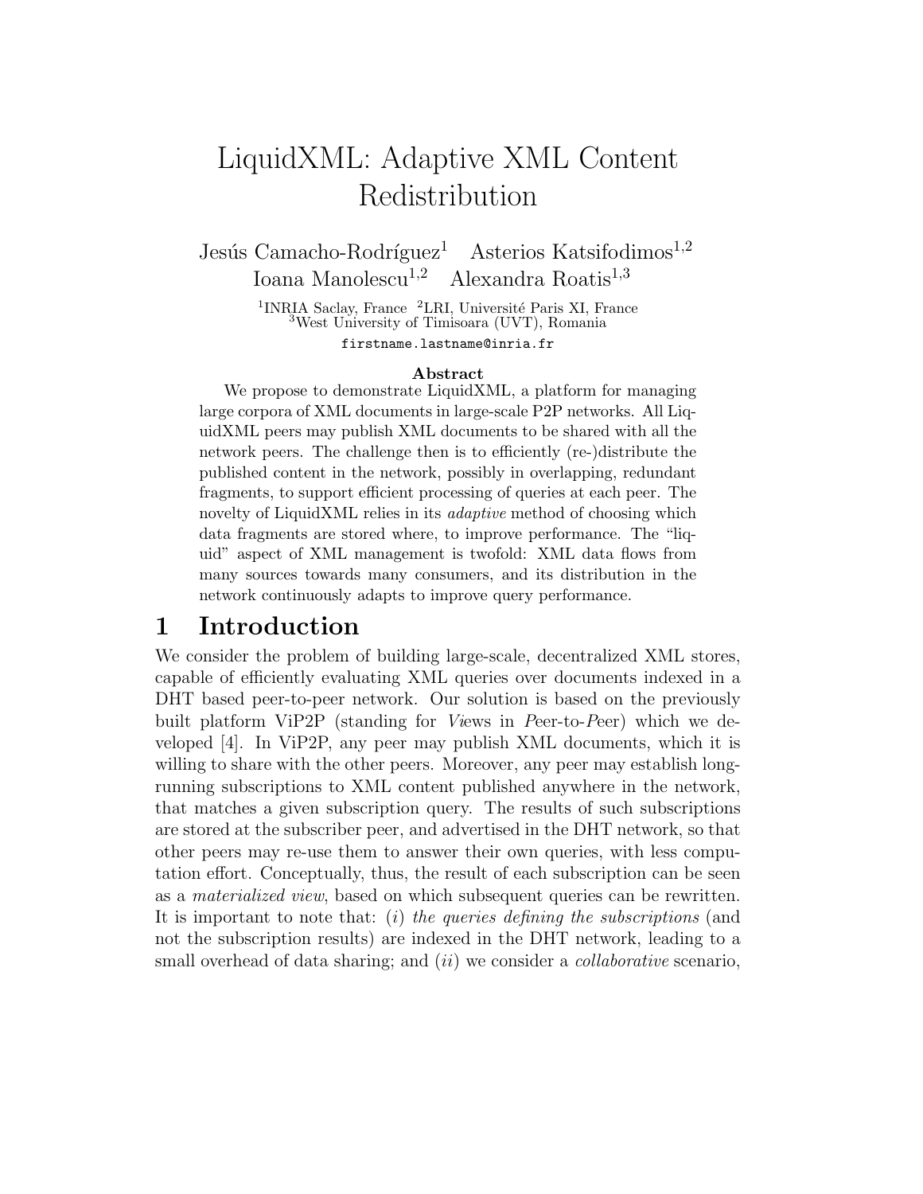# LiquidXML: Adaptive XML Content Redistribution

Jesús Camacho-Rodríguez[1] Asterios Katsifodimos[1,2]
Ioana Manolescu[1,2] Alexandra Roatis[1,3]

[1]INRIA Saclay, France [2]LRI, Université Paris XI, France
[3]West University of Timisoara (UVT), Romania

firstname.lastname@inria.fr

**Abstract**

We propose to demonstrate LiquidXML, a platform for managing large corpora of XML documents in large-scale P2P networks. All LiquidXML peers may publish XML documents to be shared with all the network peers. The challenge then is to efficiently (re-)distribute the published content in the network, possibly in overlapping, redundant fragments, to support efficient processing of queries at each peer. The novelty of LiquidXML relies in its *adaptive* method of choosing which data fragments are stored where, to improve performance. The "liquid" aspect of XML management is twofold: XML data flows from many sources towards many consumers, and its distribution in the network continuously adapts to improve query performance.

## 1 Introduction

We consider the problem of building large-scale, decentralized XML stores, capable of efficiently evaluating XML queries over documents indexed in a DHT based peer-to-peer network. Our solution is based on the previously built platform ViP2P (standing for *Vi*ews in *P*eer-to-*P*eer) which we developed [4]. In ViP2P, any peer may publish XML documents, which it is willing to share with the other peers. Moreover, any peer may establish long-running subscriptions to XML content published anywhere in the network, that matches a given subscription query. The results of such subscriptions are stored at the subscriber peer, and advertised in the DHT network, so that other peers may re-use them to answer their own queries, with less computation effort. Conceptually, thus, the result of each subscription can be seen as a *materialized view*, based on which subsequent queries can be rewritten. It is important to note that: (*i*) *the queries defining the subscriptions* (and not the subscription results) are indexed in the DHT network, leading to a small overhead of data sharing; and (*ii*) we consider a *collaborative* scenario,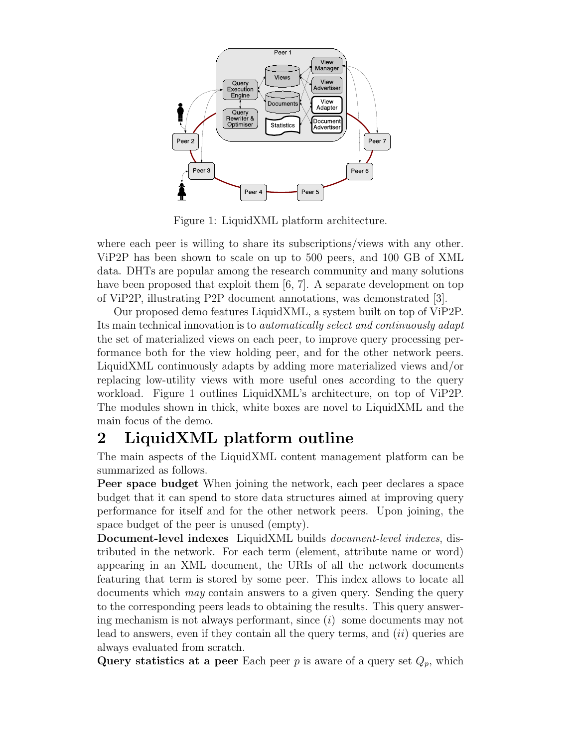Figure 1: LiquidXML platform architecture.

where each peer is willing to share its subscriptions/views with any other. ViP2P has been shown to scale on up to 500 peers, and 100 GB of XML data. DHTs are popular among the research community and many solutions have been proposed that exploit them [6, 7]. A separate development on top of ViP2P, illustrating P2P document annotations, was demonstrated [3].

Our proposed demo features LiquidXML, a system built on top of ViP2P. Its main technical innovation is to *automatically select and continuously adapt* the set of materialized views on each peer, to improve query processing performance both for the view holding peer, and for the other network peers. LiquidXML continuously adapts by adding more materialized views and/or replacing low-utility views with more useful ones according to the query workload. Figure 1 outlines LiquidXML's architecture, on top of ViP2P. The modules shown in thick, white boxes are novel to LiquidXML and the main focus of the demo.

## 2 LiquidXML platform outline

The main aspects of the LiquidXML content management platform can be summarized as follows.

**Peer space budget** When joining the network, each peer declares a space budget that it can spend to store data structures aimed at improving query performance for itself and for the other network peers. Upon joining, the space budget of the peer is unused (empty).

**Document-level indexes** LiquidXML builds *document-level indexes*, distributed in the network. For each term (element, attribute name or word) appearing in an XML document, the URIs of all the network documents featuring that term is stored by some peer. This index allows to locate all documents which *may* contain answers to a given query. Sending the query to the corresponding peers leads to obtaining the results. This query answering mechanism is not always performant, since (*i*) some documents may not lead to answers, even if they contain all the query terms, and (*ii*) queries are always evaluated from scratch.

**Query statistics at a peer** Each peer $p$ is aware of a query set $Q_p$, which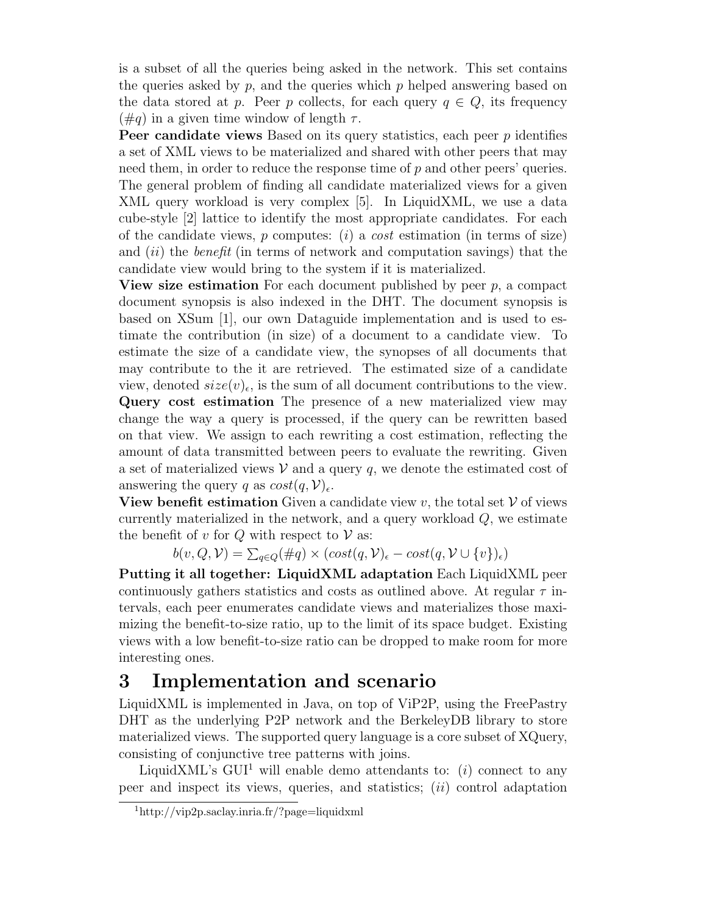is a subset of all the queries being asked in the network. This set contains the queries asked by $p$, and the queries which $p$ helped answering based on the data stored at $p$. Peer $p$ collects, for each query $q \in Q$, its frequency ($\#q$) in a given time window of length $\tau$.

**Peer candidate views** Based on its query statistics, each peer $p$ identifies a set of XML views to be materialized and shared with other peers that may need them, in order to reduce the response time of $p$ and other peers' queries. The general problem of finding all candidate materialized views for a given XML query workload is very complex [5]. In LiquidXML, we use a data cube-style [2] lattice to identify the most appropriate candidates. For each of the candidate views, $p$ computes: ($i$) a *cost* estimation (in terms of size) and ($ii$) the *benefit* (in terms of network and computation savings) that the candidate view would bring to the system if it is materialized.

**View size estimation** For each document published by peer $p$, a compact document synopsis is also indexed in the DHT. The document synopsis is based on XSum [1], our own Dataguide implementation and is used to estimate the contribution (in size) of a document to a candidate view. To estimate the size of a candidate view, the synopses of all documents that may contribute to the it are retrieved. The estimated size of a candidate view, denoted $size(v)_\epsilon$, is the sum of all document contributions to the view.

**Query cost estimation** The presence of a new materialized view may change the way a query is processed, if the query can be rewritten based on that view. We assign to each rewriting a cost estimation, reflecting the amount of data transmitted between peers to evaluate the rewriting. Given a set of materialized views $\mathcal{V}$ and a query $q$, we denote the estimated cost of answering the query $q$ as $cost(q, \mathcal{V})_\epsilon$.

**View benefit estimation** Given a candidate view $v$, the total set $\mathcal{V}$ of views currently materialized in the network, and a query workload $Q$, we estimate the benefit of $v$ for $Q$ with respect to $\mathcal{V}$ as:

$$b(v, Q, \mathcal{V}) = \sum_{q \in Q} (\#q) \times (cost(q, \mathcal{V})_\epsilon - cost(q, \mathcal{V} \cup \{v\})_\epsilon)$$

**Putting it all together: LiquidXML adaptation** Each LiquidXML peer continuously gathers statistics and costs as outlined above. At regular $\tau$ intervals, each peer enumerates candidate views and materializes those maximizing the benefit-to-size ratio, up to the limit of its space budget. Existing views with a low benefit-to-size ratio can be dropped to make room for more interesting ones.

# 3 Implementation and scenario

LiquidXML is implemented in Java, on top of ViP2P, using the FreePastry DHT as the underlying P2P network and the BerkeleyDB library to store materialized views. The supported query language is a core subset of XQuery, consisting of conjunctive tree patterns with joins.

LiquidXML's GUI[1] will enable demo attendants to: ($i$) connect to any peer and inspect its views, queries, and statistics; ($ii$) control adaptation

[1] http://vip2p.saclay.inria.fr/?page=liquidxml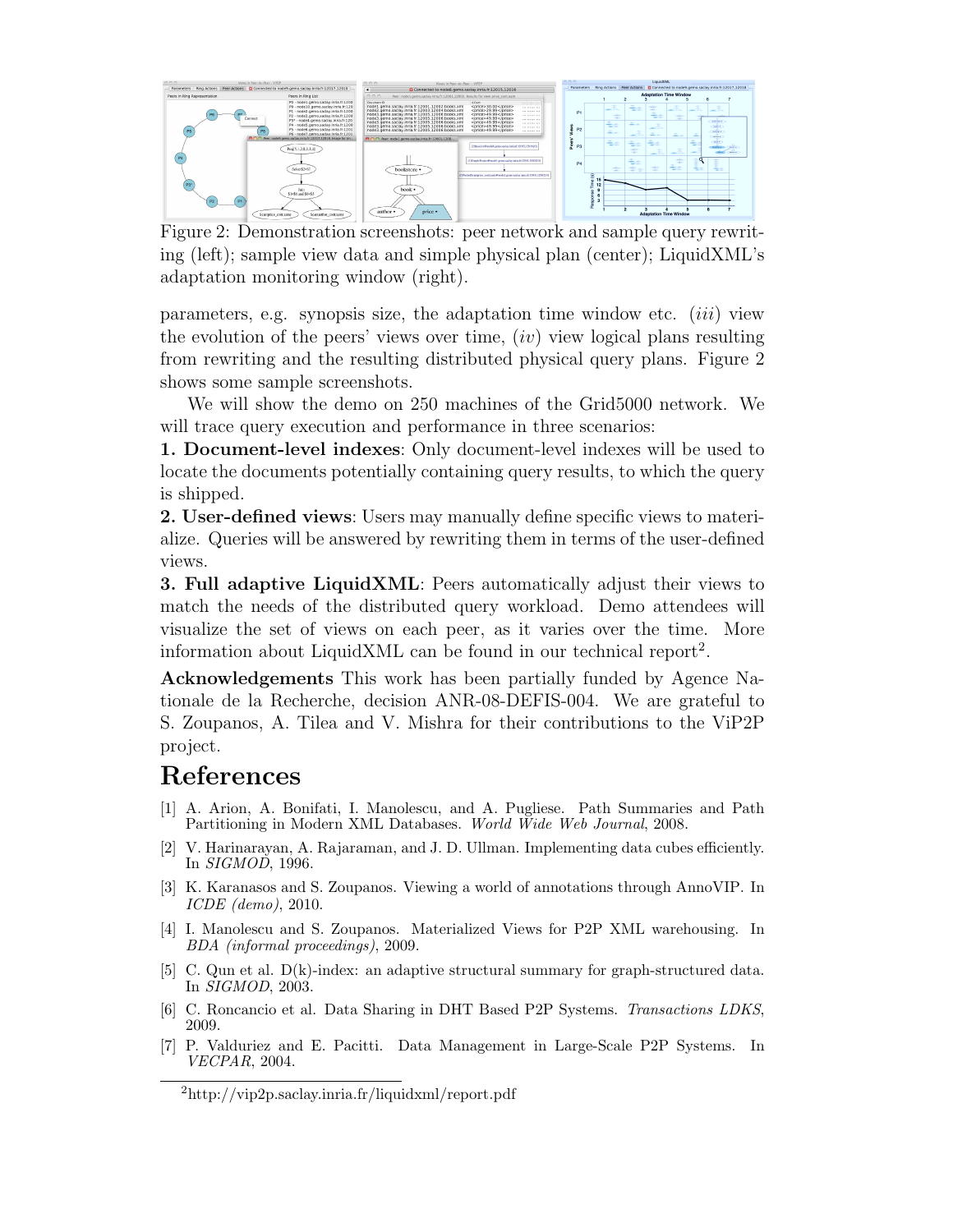Figure 2: Demonstration screenshots: peer network and sample query rewriting (left); sample view data and simple physical plan (center); LiquidXML's adaptation monitoring window (right).

parameters, e.g. synopsis size, the adaptation time window etc. (*iii*) view the evolution of the peers' views over time, (*iv*) view logical plans resulting from rewriting and the resulting distributed physical query plans. Figure 2 shows some sample screenshots.

We will show the demo on 250 machines of the Grid5000 network. We will trace query execution and performance in three scenarios:

**1. Document-level indexes**: Only document-level indexes will be used to locate the documents potentially containing query results, to which the query is shipped.

**2. User-defined views**: Users may manually define specific views to materialize. Queries will be answered by rewriting them in terms of the user-defined views.

**3. Full adaptive LiquidXML**: Peers automatically adjust their views to match the needs of the distributed query workload. Demo attendees will visualize the set of views on each peer, as it varies over the time. More information about LiquidXML can be found in our technical report[2].

**Acknowledgements** This work has been partially funded by Agence Nationale de la Recherche, decision ANR-08-DEFIS-004. We are grateful to S. Zoupanos, A. Tilea and V. Mishra for their contributions to the ViP2P project.

# References

[1] A. Arion, A. Bonifati, I. Manolescu, and A. Pugliese. Path Summaries and Path Partitioning in Modern XML Databases. *World Wide Web Journal*, 2008.

[2] V. Harinarayan, A. Rajaraman, and J. D. Ullman. Implementing data cubes efficiently. In *SIGMOD*, 1996.

[3] K. Karanasos and S. Zoupanos. Viewing a world of annotations through AnnoVIP. In *ICDE (demo)*, 2010.

[4] I. Manolescu and S. Zoupanos. Materialized Views for P2P XML warehousing. In *BDA (informal proceedings)*, 2009.

[5] C. Qun et al. D(k)-index: an adaptive structural summary for graph-structured data. In *SIGMOD*, 2003.

[6] C. Roncancio et al. Data Sharing in DHT Based P2P Systems. *Transactions LDKS*, 2009.

[7] P. Valduriez and E. Pacitti. Data Management in Large-Scale P2P Systems. In *VECPAR*, 2004.

---

[2] http://vip2p.saclay.inria.fr/liquidxml/report.pdf